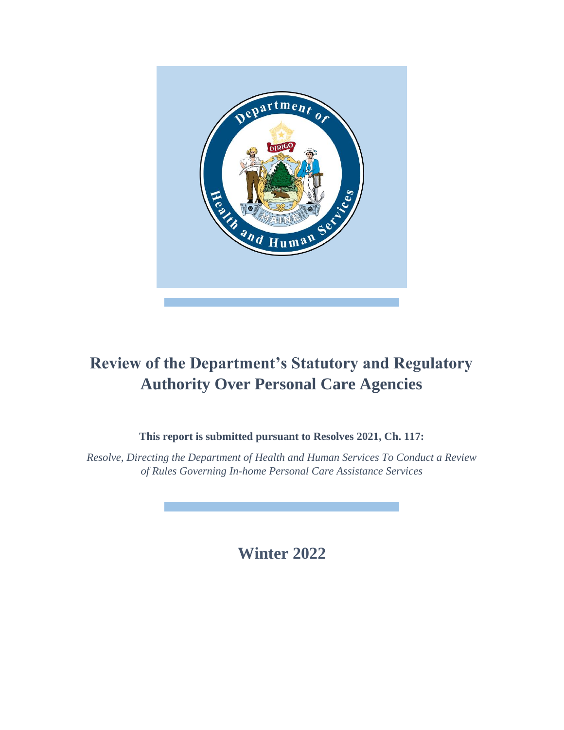# Review of the Department's Statutory and Regulatory Authority Over Personal Care Agencies

**This report is submitted pursuant to Resolves 2021, Ch. 117:**

*Resolve, Directing the Department of Health and Human Services To Conduct a Review of Rules Governing In-home Personal Care Assistance Services*

## Winter 2022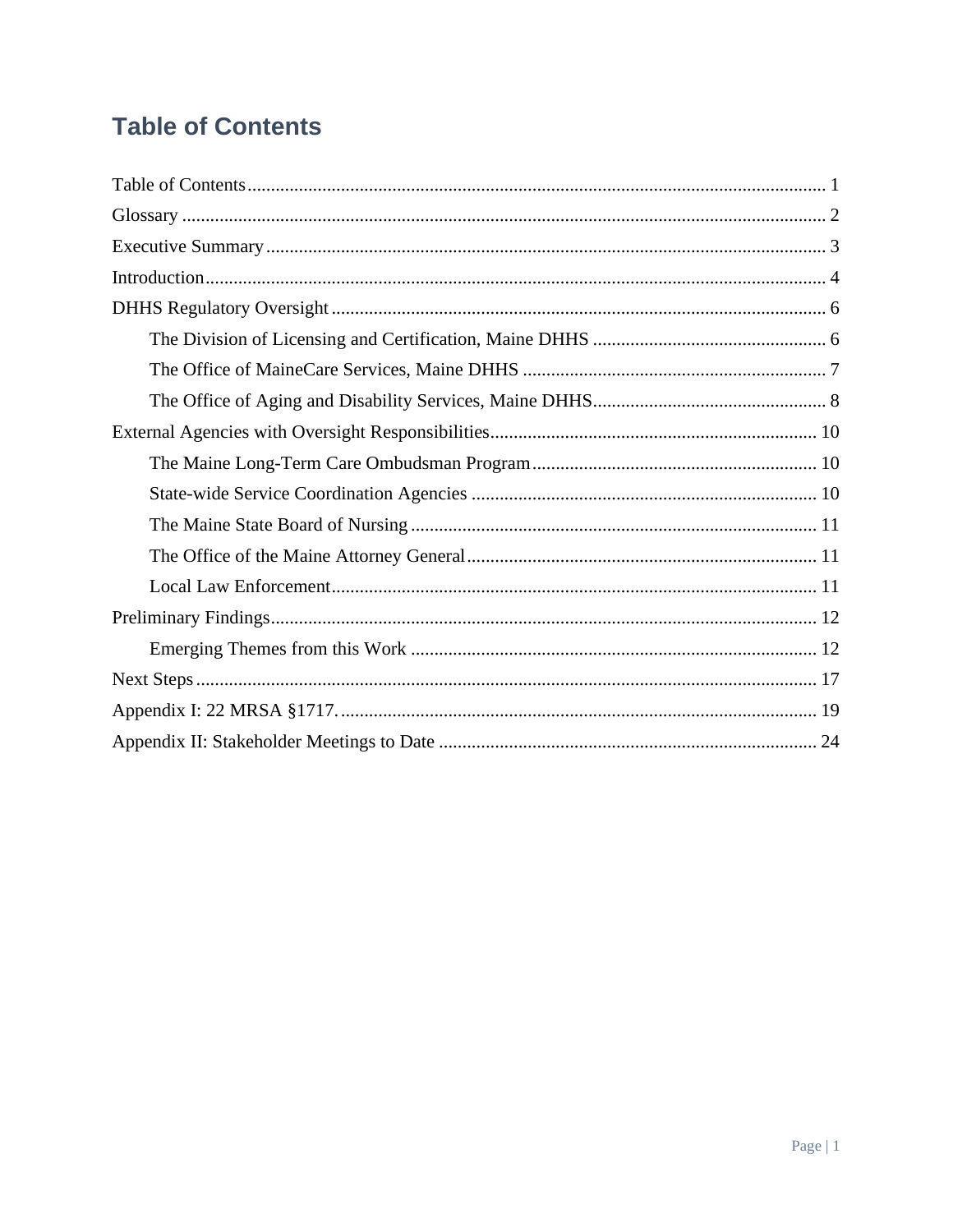# Table of Contents

Table of Contents ........................................................................................................... 1
Glossary ......................................................................................................................... 2
Executive Summary ....................................................................................................... 3
Introduction .................................................................................................................... 4
DHHS Regulatory Oversight ......................................................................................... 6
- The Division of Licensing and Certification, Maine DHHS ....................................... 6
- The Office of MaineCare Services, Maine DHHS ...................................................... 7
- The Office of Aging and Disability Services, Maine DHHS ....................................... 8

External Agencies with Oversight Responsibilities ...................................................... 10
- The Maine Long-Term Care Ombudsman Program ................................................. 10
- State-wide Service Coordination Agencies .............................................................. 10
- The Maine State Board of Nursing .......................................................................... 11
- The Office of the Maine Attorney General ............................................................... 11
- Local Law Enforcement ........................................................................................... 11

Preliminary Findings .................................................................................................... 12
- Emerging Themes from this Work ........................................................................... 12

Next Steps .................................................................................................................... 17
Appendix I: 22 MRSA §1717. ...................................................................................... 19
Appendix II: Stakeholder Meetings to Date ................................................................. 24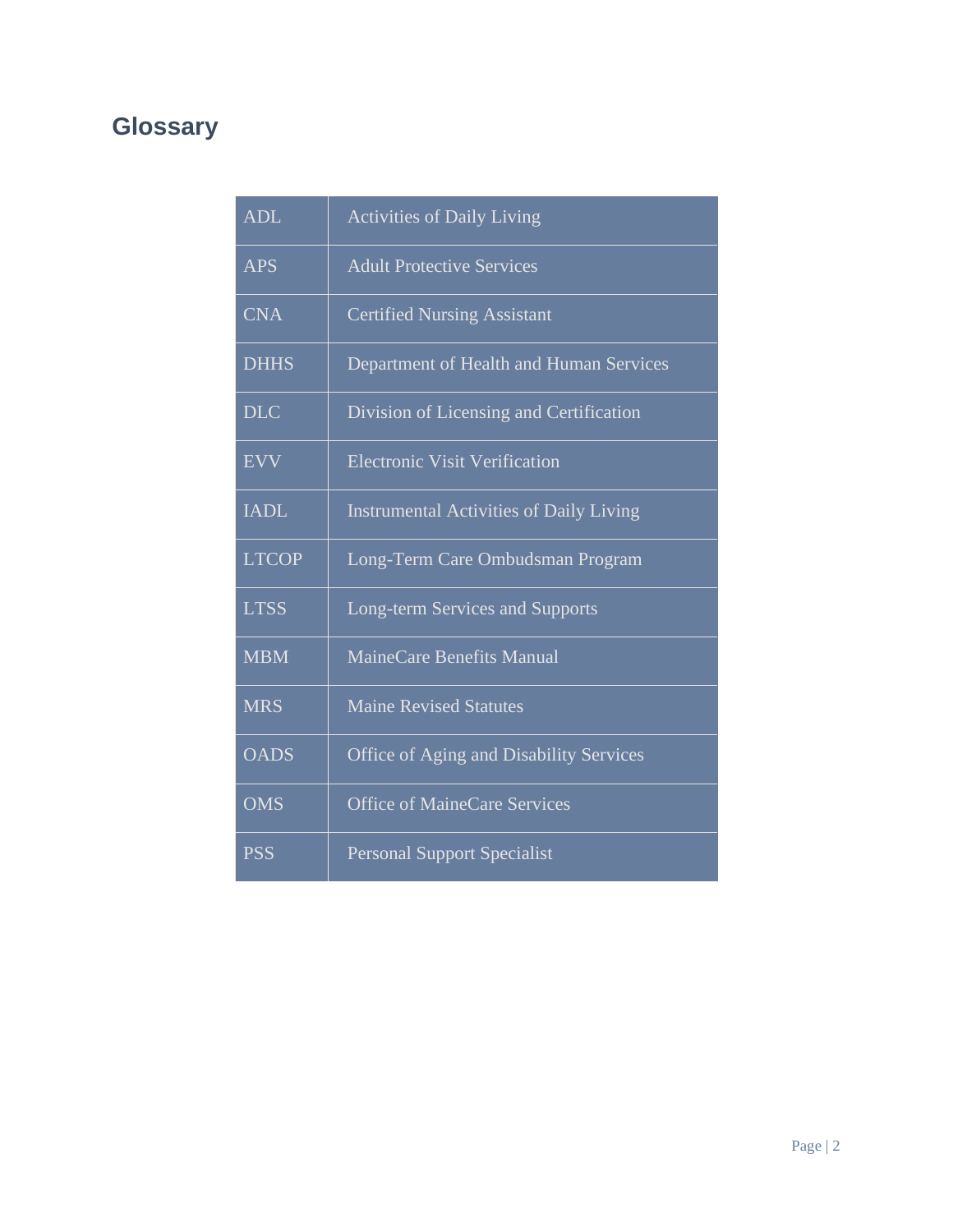## Glossary

| | |
|---|---|
| ADL | Activities of Daily Living |
| APS | Adult Protective Services |
| CNA | Certified Nursing Assistant |
| DHHS | Department of Health and Human Services |
| DLC | Division of Licensing and Certification |
| EVV | Electronic Visit Verification |
| IADL | Instrumental Activities of Daily Living |
| LTCOP | Long-Term Care Ombudsman Program |
| LTSS | Long-term Services and Supports |
| MBM | MaineCare Benefits Manual |
| MRS | Maine Revised Statutes |
| OADS | Office of Aging and Disability Services |
| OMS | Office of MaineCare Services |
| PSS | Personal Support Specialist |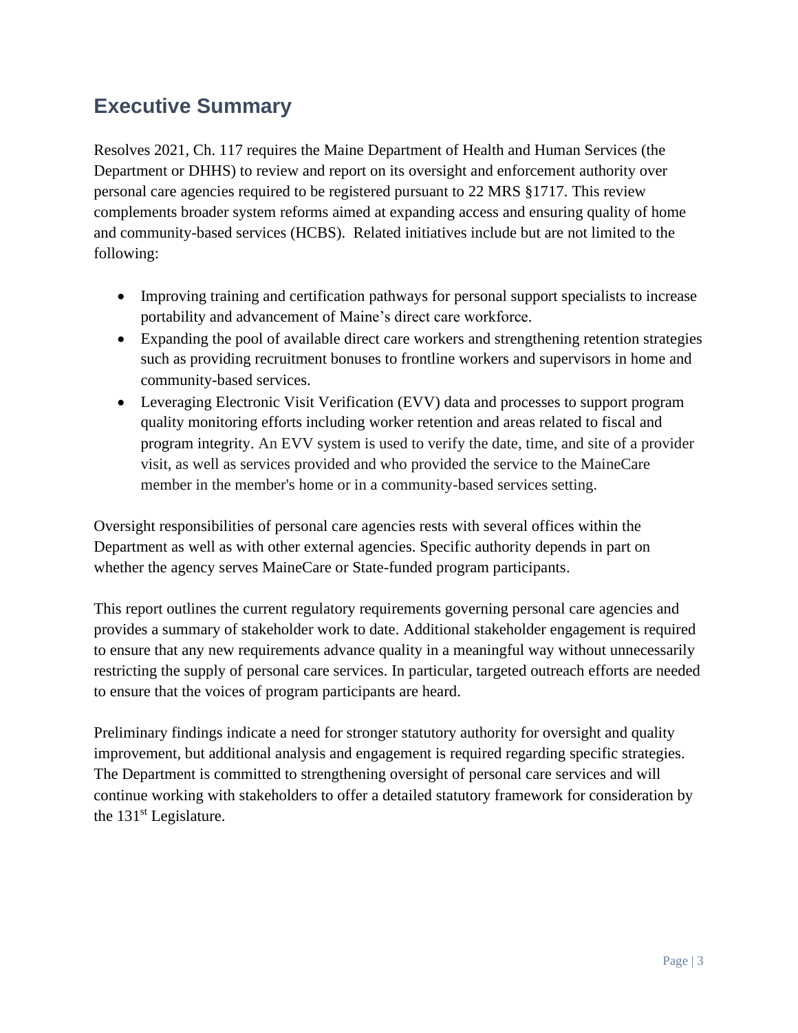## Executive Summary

Resolves 2021, Ch. 117 requires the Maine Department of Health and Human Services (the Department or DHHS) to review and report on its oversight and enforcement authority over personal care agencies required to be registered pursuant to 22 MRS §1717. This review complements broader system reforms aimed at expanding access and ensuring quality of home and community-based services (HCBS). Related initiatives include but are not limited to the following:

- Improving training and certification pathways for personal support specialists to increase portability and advancement of Maine's direct care workforce.
- Expanding the pool of available direct care workers and strengthening retention strategies such as providing recruitment bonuses to frontline workers and supervisors in home and community-based services.
- Leveraging Electronic Visit Verification (EVV) data and processes to support program quality monitoring efforts including worker retention and areas related to fiscal and program integrity. An EVV system is used to verify the date, time, and site of a provider visit, as well as services provided and who provided the service to the MaineCare member in the member's home or in a community-based services setting.

Oversight responsibilities of personal care agencies rests with several offices within the Department as well as with other external agencies. Specific authority depends in part on whether the agency serves MaineCare or State-funded program participants.

This report outlines the current regulatory requirements governing personal care agencies and provides a summary of stakeholder work to date. Additional stakeholder engagement is required to ensure that any new requirements advance quality in a meaningful way without unnecessarily restricting the supply of personal care services. In particular, targeted outreach efforts are needed to ensure that the voices of program participants are heard.

Preliminary findings indicate a need for stronger statutory authority for oversight and quality improvement, but additional analysis and engagement is required regarding specific strategies. The Department is committed to strengthening oversight of personal care services and will continue working with stakeholders to offer a detailed statutory framework for consideration by the 131st Legislature.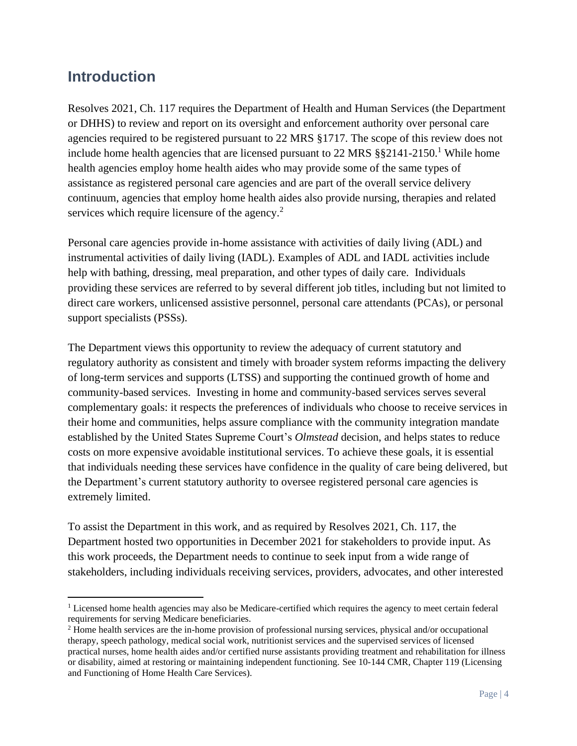## Introduction

Resolves 2021, Ch. 117 requires the Department of Health and Human Services (the Department or DHHS) to review and report on its oversight and enforcement authority over personal care agencies required to be registered pursuant to 22 MRS §1717. The scope of this review does not include home health agencies that are licensed pursuant to 22 MRS §§2141-2150.[1] While home health agencies employ home health aides who may provide some of the same types of assistance as registered personal care agencies and are part of the overall service delivery continuum, agencies that employ home health aides also provide nursing, therapies and related services which require licensure of the agency.[2]

Personal care agencies provide in-home assistance with activities of daily living (ADL) and instrumental activities of daily living (IADL). Examples of ADL and IADL activities include help with bathing, dressing, meal preparation, and other types of daily care. Individuals providing these services are referred to by several different job titles, including but not limited to direct care workers, unlicensed assistive personnel, personal care attendants (PCAs), or personal support specialists (PSSs).

The Department views this opportunity to review the adequacy of current statutory and regulatory authority as consistent and timely with broader system reforms impacting the delivery of long-term services and supports (LTSS) and supporting the continued growth of home and community-based services. Investing in home and community-based services serves several complementary goals: it respects the preferences of individuals who choose to receive services in their home and communities, helps assure compliance with the community integration mandate established by the United States Supreme Court's *Olmstead* decision, and helps states to reduce costs on more expensive avoidable institutional services. To achieve these goals, it is essential that individuals needing these services have confidence in the quality of care being delivered, but the Department's current statutory authority to oversee registered personal care agencies is extremely limited.

To assist the Department in this work, and as required by Resolves 2021, Ch. 117, the Department hosted two opportunities in December 2021 for stakeholders to provide input. As this work proceeds, the Department needs to continue to seek input from a wide range of stakeholders, including individuals receiving services, providers, advocates, and other interested

[1] Licensed home health agencies may also be Medicare-certified which requires the agency to meet certain federal requirements for serving Medicare beneficiaries.

[2] Home health services are the in-home provision of professional nursing services, physical and/or occupational therapy, speech pathology, medical social work, nutritionist services and the supervised services of licensed practical nurses, home health aides and/or certified nurse assistants providing treatment and rehabilitation for illness or disability, aimed at restoring or maintaining independent functioning. See 10-144 CMR, Chapter 119 (Licensing and Functioning of Home Health Care Services).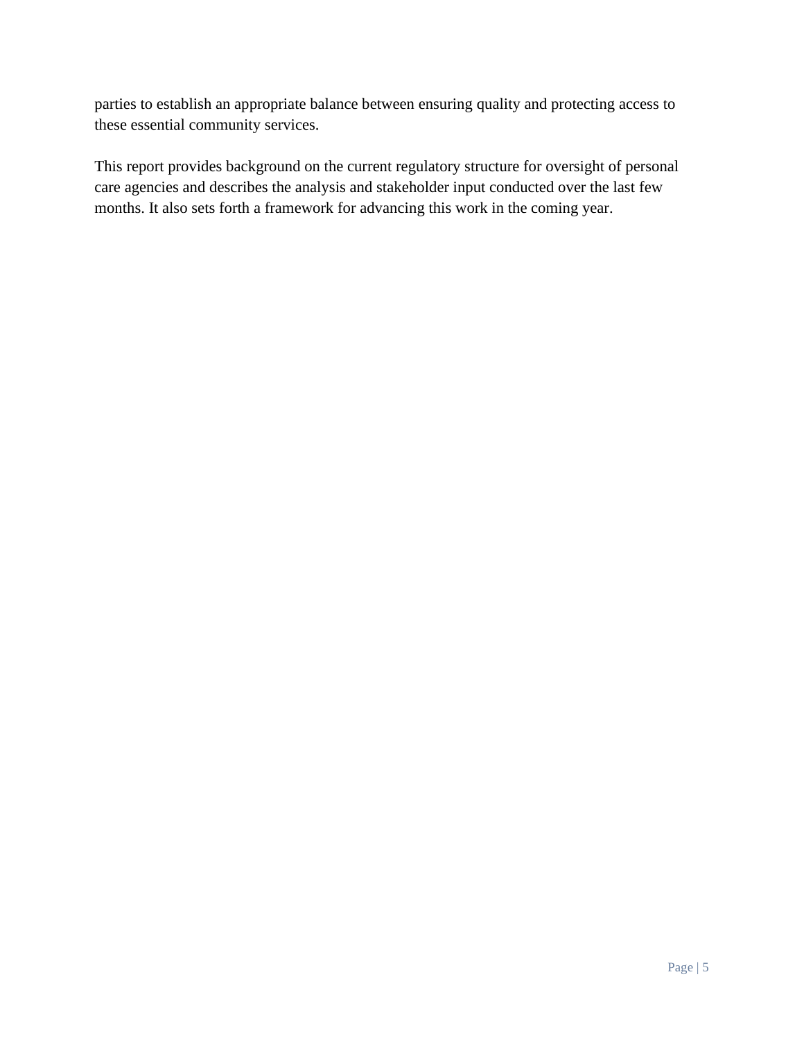parties to establish an appropriate balance between ensuring quality and protecting access to these essential community services.

This report provides background on the current regulatory structure for oversight of personal care agencies and describes the analysis and stakeholder input conducted over the last few months. It also sets forth a framework for advancing this work in the coming year.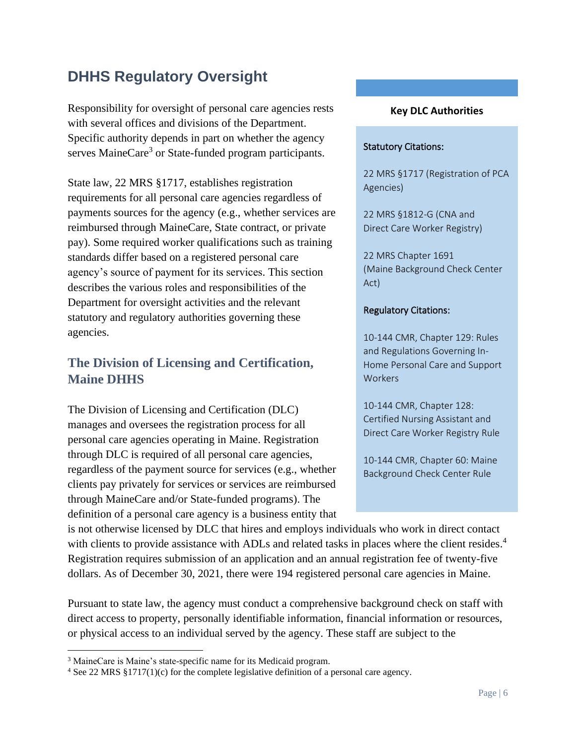# DHHS Regulatory Oversight

Responsibility for oversight of personal care agencies rests with several offices and divisions of the Department. Specific authority depends in part on whether the agency serves MaineCare[3] or State-funded program participants.

State law, 22 MRS §1717, establishes registration requirements for all personal care agencies regardless of payments sources for the agency (e.g., whether services are reimbursed through MaineCare, State contract, or private pay). Some required worker qualifications such as training standards differ based on a registered personal care agency's source of payment for its services. This section describes the various roles and responsibilities of the Department for oversight activities and the relevant statutory and regulatory authorities governing these agencies.

> **Key DLC Authorities**
>
> Statutory Citations:
>
> 22 MRS §1717 (Registration of PCA Agencies)
>
> 22 MRS §1812-G (CNA and Direct Care Worker Registry)
>
> 22 MRS Chapter 1691 (Maine Background Check Center Act)
>
> Regulatory Citations:
>
> 10-144 CMR, Chapter 129: Rules and Regulations Governing In-Home Personal Care and Support Workers
>
> 10-144 CMR, Chapter 128: Certified Nursing Assistant and Direct Care Worker Registry Rule
>
> 10-144 CMR, Chapter 60: Maine Background Check Center Rule

## The Division of Licensing and Certification, Maine DHHS

The Division of Licensing and Certification (DLC) manages and oversees the registration process for all personal care agencies operating in Maine. Registration through DLC is required of all personal care agencies, regardless of the payment source for services (e.g., whether clients pay privately for services or services are reimbursed through MaineCare and/or State-funded programs). The definition of a personal care agency is a business entity that is not otherwise licensed by DLC that hires and employs individuals who work in direct contact with clients to provide assistance with ADLs and related tasks in places where the client resides.[4] Registration requires submission of an application and an annual registration fee of twenty-five dollars. As of December 30, 2021, there were 194 registered personal care agencies in Maine.

Pursuant to state law, the agency must conduct a comprehensive background check on staff with direct access to property, personally identifiable information, financial information or resources, or physical access to an individual served by the agency. These staff are subject to the

---

[3] MaineCare is Maine's state-specific name for its Medicaid program.

[4] See 22 MRS §1717(1)(c) for the complete legislative definition of a personal care agency.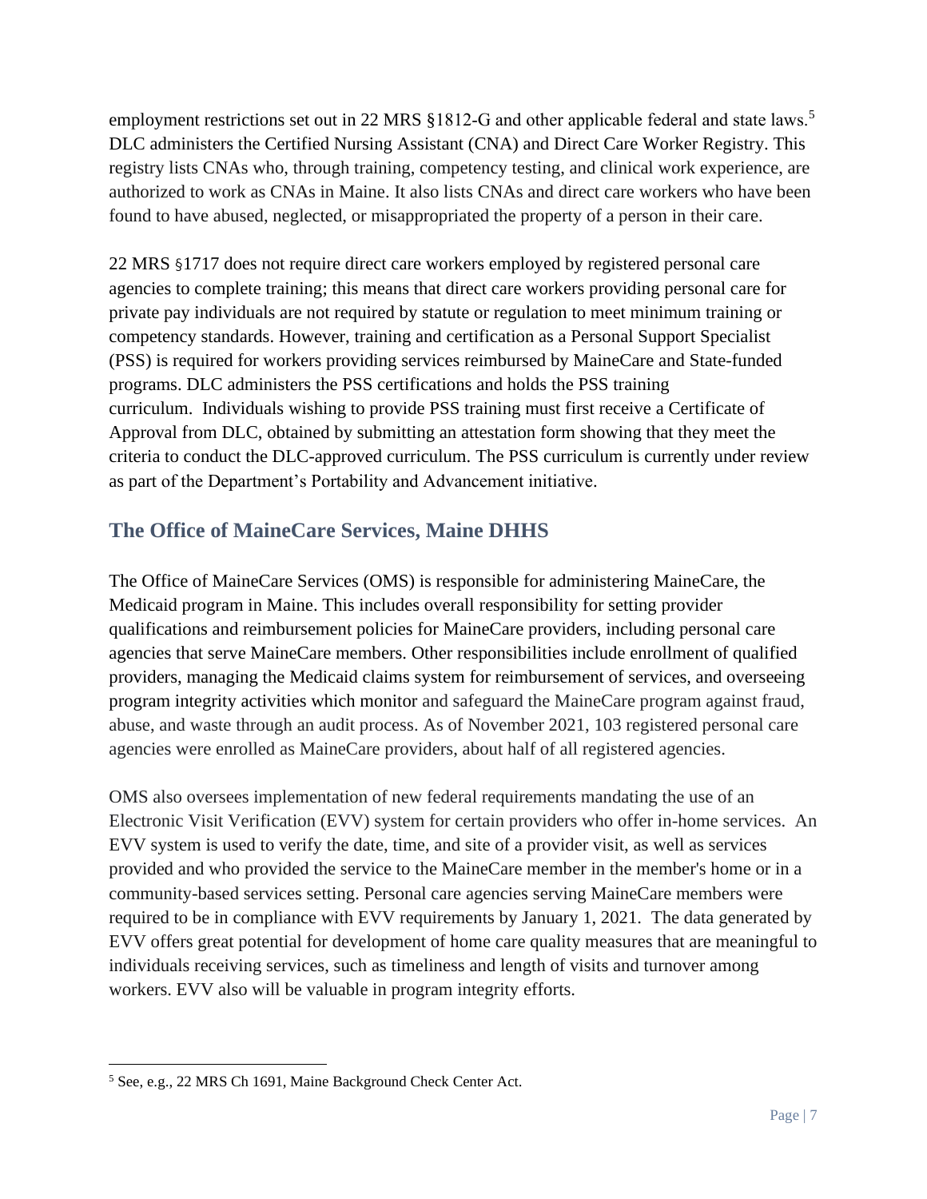employment restrictions set out in 22 MRS §1812-G and other applicable federal and state laws.[5] DLC administers the Certified Nursing Assistant (CNA) and Direct Care Worker Registry. This registry lists CNAs who, through training, competency testing, and clinical work experience, are authorized to work as CNAs in Maine. It also lists CNAs and direct care workers who have been found to have abused, neglected, or misappropriated the property of a person in their care.

22 MRS §1717 does not require direct care workers employed by registered personal care agencies to complete training; this means that direct care workers providing personal care for private pay individuals are not required by statute or regulation to meet minimum training or competency standards. However, training and certification as a Personal Support Specialist (PSS) is required for workers providing services reimbursed by MaineCare and State-funded programs. DLC administers the PSS certifications and holds the PSS training curriculum. Individuals wishing to provide PSS training must first receive a Certificate of Approval from DLC, obtained by submitting an attestation form showing that they meet the criteria to conduct the DLC-approved curriculum. The PSS curriculum is currently under review as part of the Department's Portability and Advancement initiative.

## The Office of MaineCare Services, Maine DHHS

The Office of MaineCare Services (OMS) is responsible for administering MaineCare, the Medicaid program in Maine. This includes overall responsibility for setting provider qualifications and reimbursement policies for MaineCare providers, including personal care agencies that serve MaineCare members. Other responsibilities include enrollment of qualified providers, managing the Medicaid claims system for reimbursement of services, and overseeing program integrity activities which monitor and safeguard the MaineCare program against fraud, abuse, and waste through an audit process. As of November 2021, 103 registered personal care agencies were enrolled as MaineCare providers, about half of all registered agencies.

OMS also oversees implementation of new federal requirements mandating the use of an Electronic Visit Verification (EVV) system for certain providers who offer in-home services. An EVV system is used to verify the date, time, and site of a provider visit, as well as services provided and who provided the service to the MaineCare member in the member's home or in a community-based services setting. Personal care agencies serving MaineCare members were required to be in compliance with EVV requirements by January 1, 2021. The data generated by EVV offers great potential for development of home care quality measures that are meaningful to individuals receiving services, such as timeliness and length of visits and turnover among workers. EVV also will be valuable in program integrity efforts.

[5] See, e.g., 22 MRS Ch 1691, Maine Background Check Center Act.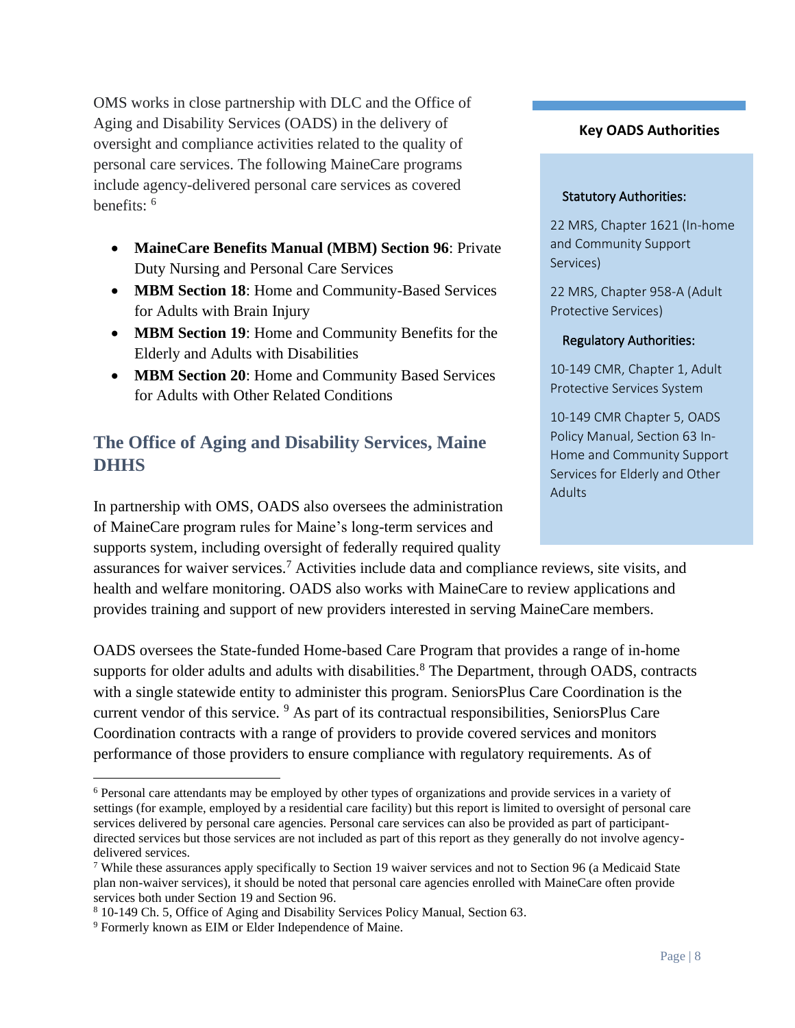OMS works in close partnership with DLC and the Office of Aging and Disability Services (OADS) in the delivery of oversight and compliance activities related to the quality of personal care services. The following MaineCare programs include agency-delivered personal care services as covered benefits: [6]

- **MaineCare Benefits Manual (MBM) Section 96**: Private Duty Nursing and Personal Care Services
- **MBM Section 18**: Home and Community-Based Services for Adults with Brain Injury
- **MBM Section 19**: Home and Community Benefits for the Elderly and Adults with Disabilities
- **MBM Section 20**: Home and Community Based Services for Adults with Other Related Conditions

## The Office of Aging and Disability Services, Maine DHHS

In partnership with OMS, OADS also oversees the administration of MaineCare program rules for Maine's long-term services and supports system, including oversight of federally required quality assurances for waiver services.[7] Activities include data and compliance reviews, site visits, and health and welfare monitoring. OADS also works with MaineCare to review applications and provides training and support of new providers interested in serving MaineCare members.

OADS oversees the State-funded Home-based Care Program that provides a range of in-home supports for older adults and adults with disabilities.[8] The Department, through OADS, contracts with a single statewide entity to administer this program. SeniorsPlus Care Coordination is the current vendor of this service. [9] As part of its contractual responsibilities, SeniorsPlus Care Coordination contracts with a range of providers to provide covered services and monitors performance of those providers to ensure compliance with regulatory requirements. As of

**Key OADS Authorities**

Statutory Authorities:

22 MRS, Chapter 1621 (In-home and Community Support Services)

22 MRS, Chapter 958-A (Adult Protective Services)

Regulatory Authorities:

10-149 CMR, Chapter 1, Adult Protective Services System

10-149 CMR Chapter 5, OADS Policy Manual, Section 63 In-Home and Community Support Services for Elderly and Other Adults

---

[6] Personal care attendants may be employed by other types of organizations and provide services in a variety of settings (for example, employed by a residential care facility) but this report is limited to oversight of personal care services delivered by personal care agencies. Personal care services can also be provided as part of participant-directed services but those services are not included as part of this report as they generally do not involve agency-delivered services.

[7] While these assurances apply specifically to Section 19 waiver services and not to Section 96 (a Medicaid State plan non-waiver services), it should be noted that personal care agencies enrolled with MaineCare often provide services both under Section 19 and Section 96.

[8] 10-149 Ch. 5, Office of Aging and Disability Services Policy Manual, Section 63.

[9] Formerly known as EIM or Elder Independence of Maine.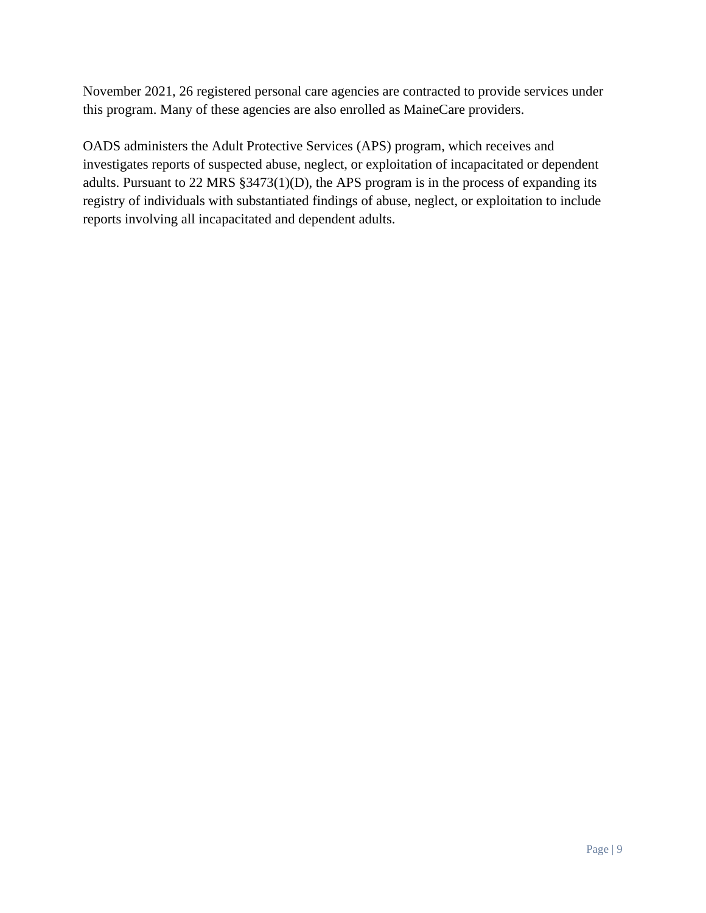November 2021, 26 registered personal care agencies are contracted to provide services under this program. Many of these agencies are also enrolled as MaineCare providers.

OADS administers the Adult Protective Services (APS) program, which receives and investigates reports of suspected abuse, neglect, or exploitation of incapacitated or dependent adults. Pursuant to 22 MRS §3473(1)(D), the APS program is in the process of expanding its registry of individuals with substantiated findings of abuse, neglect, or exploitation to include reports involving all incapacitated and dependent adults.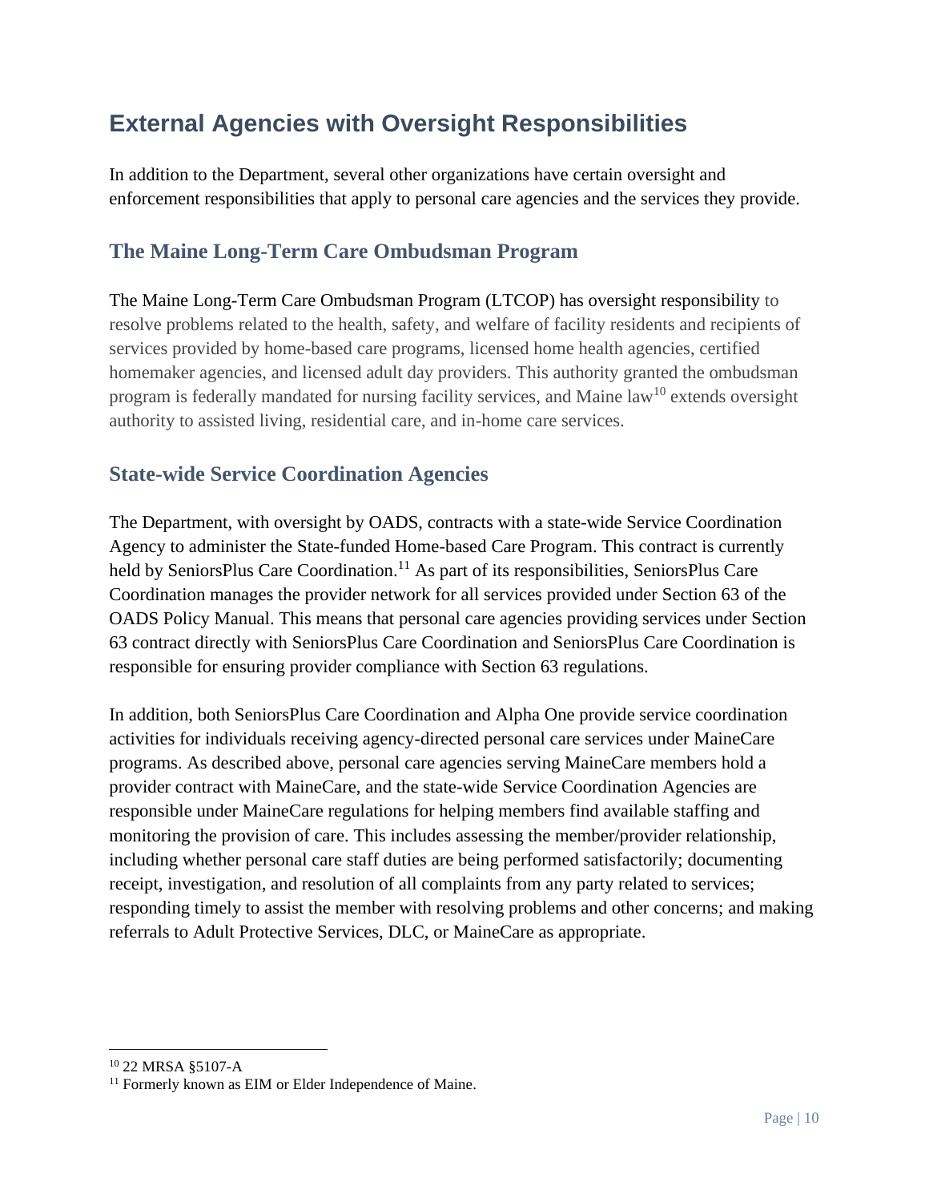# External Agencies with Oversight Responsibilities

In addition to the Department, several other organizations have certain oversight and enforcement responsibilities that apply to personal care agencies and the services they provide.

## The Maine Long-Term Care Ombudsman Program

The Maine Long-Term Care Ombudsman Program (LTCOP) has oversight responsibility to resolve problems related to the health, safety, and welfare of facility residents and recipients of services provided by home-based care programs, licensed home health agencies, certified homemaker agencies, and licensed adult day providers. This authority granted the ombudsman program is federally mandated for nursing facility services, and Maine law[10] extends oversight authority to assisted living, residential care, and in-home care services.

## State-wide Service Coordination Agencies

The Department, with oversight by OADS, contracts with a state-wide Service Coordination Agency to administer the State-funded Home-based Care Program. This contract is currently held by SeniorsPlus Care Coordination.[11] As part of its responsibilities, SeniorsPlus Care Coordination manages the provider network for all services provided under Section 63 of the OADS Policy Manual. This means that personal care agencies providing services under Section 63 contract directly with SeniorsPlus Care Coordination and SeniorsPlus Care Coordination is responsible for ensuring provider compliance with Section 63 regulations.

In addition, both SeniorsPlus Care Coordination and Alpha One provide service coordination activities for individuals receiving agency-directed personal care services under MaineCare programs. As described above, personal care agencies serving MaineCare members hold a provider contract with MaineCare, and the state-wide Service Coordination Agencies are responsible under MaineCare regulations for helping members find available staffing and monitoring the provision of care. This includes assessing the member/provider relationship, including whether personal care staff duties are being performed satisfactorily; documenting receipt, investigation, and resolution of all complaints from any party related to services; responding timely to assist the member with resolving problems and other concerns; and making referrals to Adult Protective Services, DLC, or MaineCare as appropriate.

---

[10] 22 MRSA §5107-A

[11] Formerly known as EIM or Elder Independence of Maine.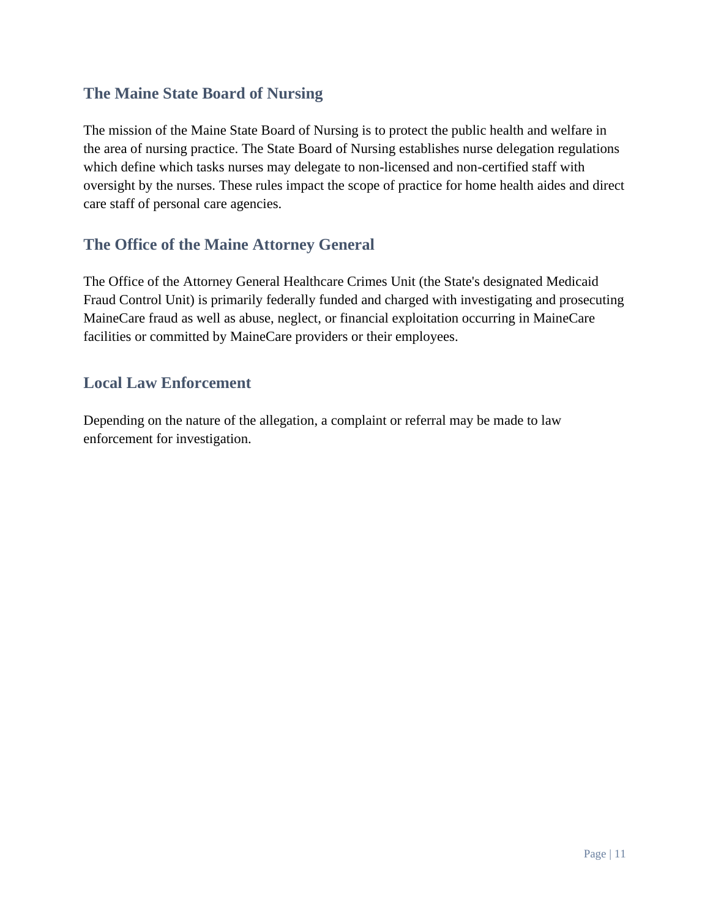## The Maine State Board of Nursing

The mission of the Maine State Board of Nursing is to protect the public health and welfare in the area of nursing practice. The State Board of Nursing establishes nurse delegation regulations which define which tasks nurses may delegate to non-licensed and non-certified staff with oversight by the nurses. These rules impact the scope of practice for home health aides and direct care staff of personal care agencies.

## The Office of the Maine Attorney General

The Office of the Attorney General Healthcare Crimes Unit (the State's designated Medicaid Fraud Control Unit) is primarily federally funded and charged with investigating and prosecuting MaineCare fraud as well as abuse, neglect, or financial exploitation occurring in MaineCare facilities or committed by MaineCare providers or their employees.

## Local Law Enforcement

Depending on the nature of the allegation, a complaint or referral may be made to law enforcement for investigation.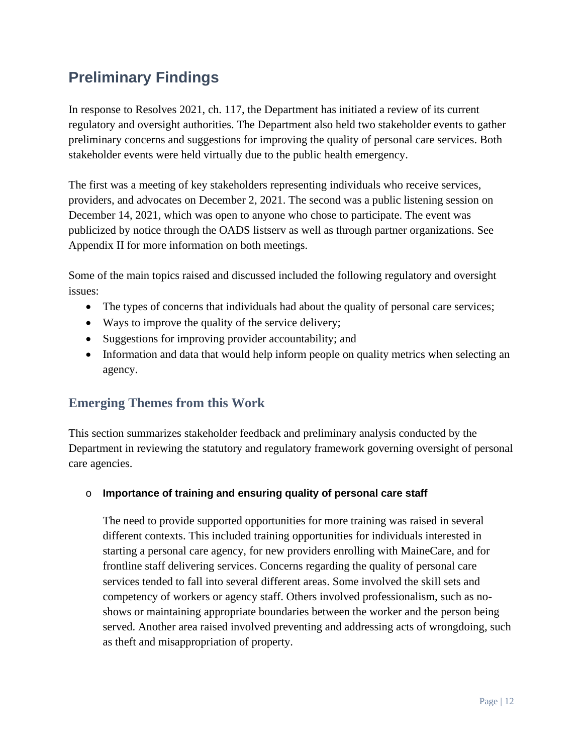## Preliminary Findings

In response to Resolves 2021, ch. 117, the Department has initiated a review of its current regulatory and oversight authorities. The Department also held two stakeholder events to gather preliminary concerns and suggestions for improving the quality of personal care services. Both stakeholder events were held virtually due to the public health emergency.

The first was a meeting of key stakeholders representing individuals who receive services, providers, and advocates on December 2, 2021. The second was a public listening session on December 14, 2021, which was open to anyone who chose to participate. The event was publicized by notice through the OADS listserv as well as through partner organizations. See Appendix II for more information on both meetings.

Some of the main topics raised and discussed included the following regulatory and oversight issues:

- The types of concerns that individuals had about the quality of personal care services;
- Ways to improve the quality of the service delivery;
- Suggestions for improving provider accountability; and
- Information and data that would help inform people on quality metrics when selecting an agency.

### Emerging Themes from this Work

This section summarizes stakeholder feedback and preliminary analysis conducted by the Department in reviewing the statutory and regulatory framework governing oversight of personal care agencies.

- **Importance of training and ensuring quality of personal care staff**

  The need to provide supported opportunities for more training was raised in several different contexts. This included training opportunities for individuals interested in starting a personal care agency, for new providers enrolling with MaineCare, and for frontline staff delivering services. Concerns regarding the quality of personal care services tended to fall into several different areas. Some involved the skill sets and competency of workers or agency staff. Others involved professionalism, such as no-shows or maintaining appropriate boundaries between the worker and the person being served. Another area raised involved preventing and addressing acts of wrongdoing, such as theft and misappropriation of property.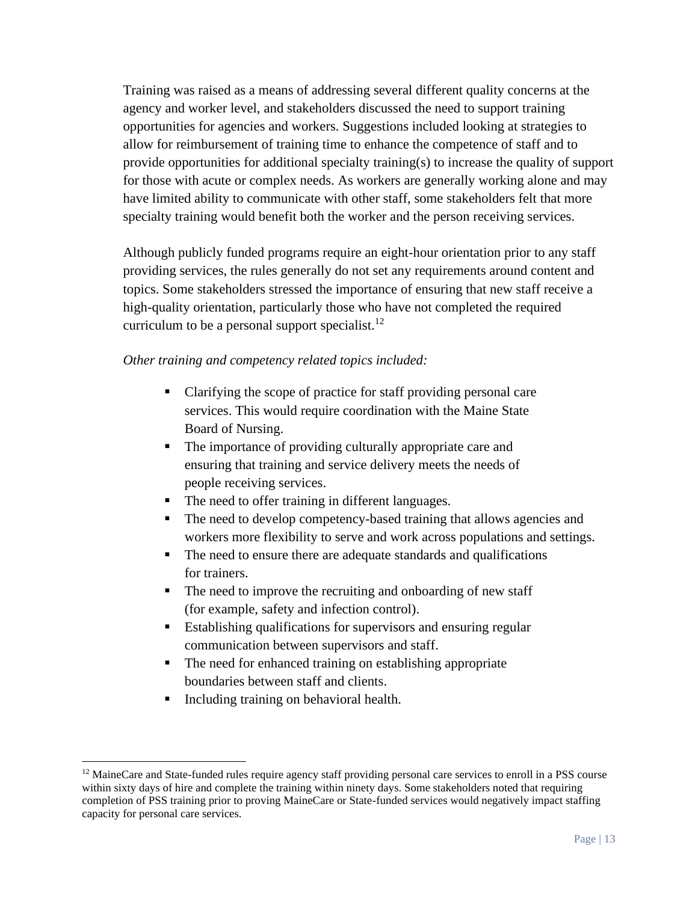Training was raised as a means of addressing several different quality concerns at the agency and worker level, and stakeholders discussed the need to support training opportunities for agencies and workers. Suggestions included looking at strategies to allow for reimbursement of training time to enhance the competence of staff and to provide opportunities for additional specialty training(s) to increase the quality of support for those with acute or complex needs. As workers are generally working alone and may have limited ability to communicate with other staff, some stakeholders felt that more specialty training would benefit both the worker and the person receiving services.

Although publicly funded programs require an eight-hour orientation prior to any staff providing services, the rules generally do not set any requirements around content and topics. Some stakeholders stressed the importance of ensuring that new staff receive a high-quality orientation, particularly those who have not completed the required curriculum to be a personal support specialist.[12]

*Other training and competency related topics included:*

- Clarifying the scope of practice for staff providing personal care services. This would require coordination with the Maine State Board of Nursing.
- The importance of providing culturally appropriate care and ensuring that training and service delivery meets the needs of people receiving services.
- The need to offer training in different languages.
- The need to develop competency-based training that allows agencies and workers more flexibility to serve and work across populations and settings.
- The need to ensure there are adequate standards and qualifications for trainers.
- The need to improve the recruiting and onboarding of new staff (for example, safety and infection control).
- Establishing qualifications for supervisors and ensuring regular communication between supervisors and staff.
- The need for enhanced training on establishing appropriate boundaries between staff and clients.
- Including training on behavioral health.

[12] MaineCare and State-funded rules require agency staff providing personal care services to enroll in a PSS course within sixty days of hire and complete the training within ninety days. Some stakeholders noted that requiring completion of PSS training prior to proving MaineCare or State-funded services would negatively impact staffing capacity for personal care services.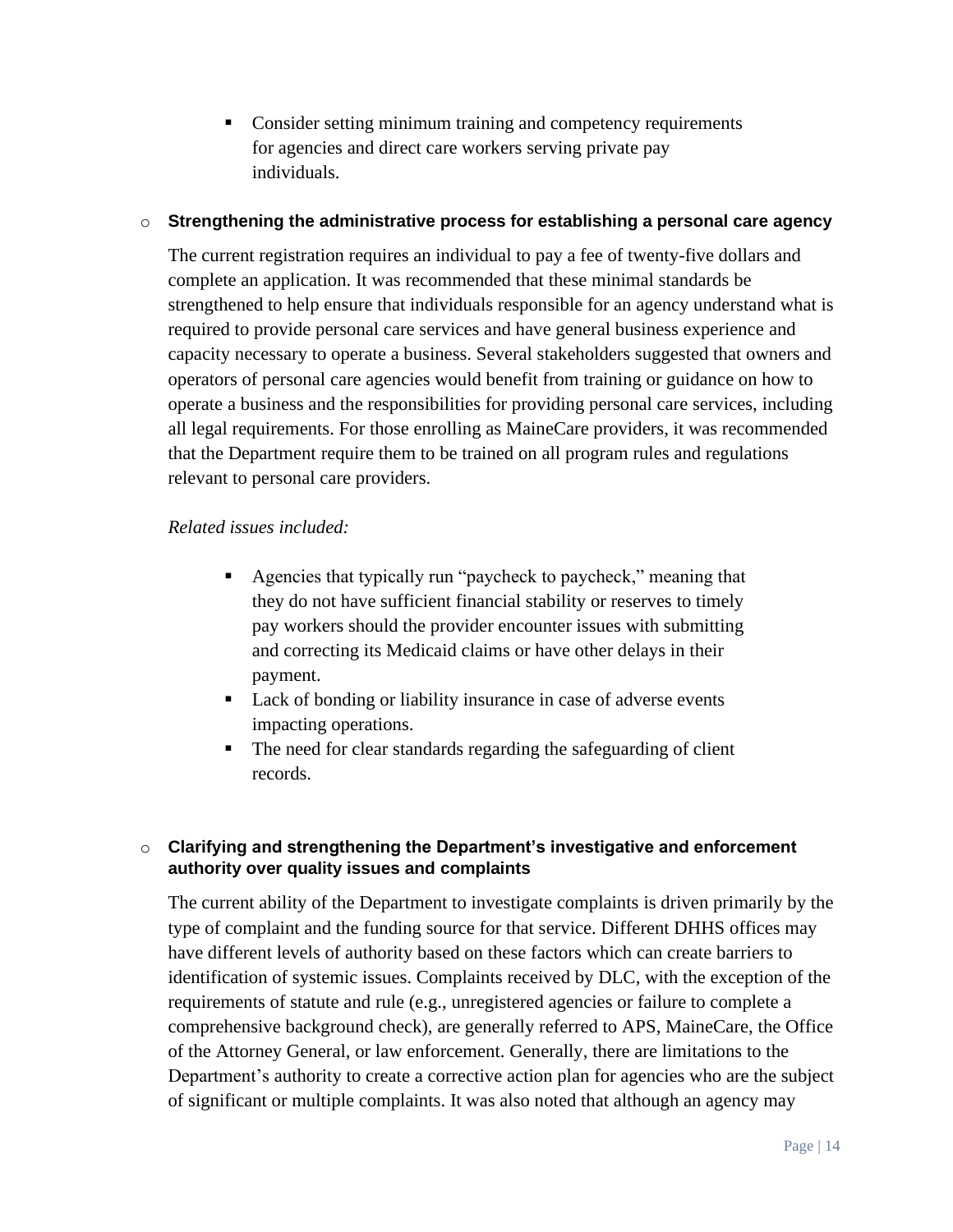- Consider setting minimum training and competency requirements for agencies and direct care workers serving private pay individuals.

- **Strengthening the administrative process for establishing a personal care agency**

  The current registration requires an individual to pay a fee of twenty-five dollars and complete an application. It was recommended that these minimal standards be strengthened to help ensure that individuals responsible for an agency understand what is required to provide personal care services and have general business experience and capacity necessary to operate a business. Several stakeholders suggested that owners and operators of personal care agencies would benefit from training or guidance on how to operate a business and the responsibilities for providing personal care services, including all legal requirements. For those enrolling as MaineCare providers, it was recommended that the Department require them to be trained on all program rules and regulations relevant to personal care providers.

  *Related issues included:*

   - Agencies that typically run "paycheck to paycheck," meaning that they do not have sufficient financial stability or reserves to timely pay workers should the provider encounter issues with submitting and correcting its Medicaid claims or have other delays in their payment.
   - Lack of bonding or liability insurance in case of adverse events impacting operations.
   - The need for clear standards regarding the safeguarding of client records.

- **Clarifying and strengthening the Department's investigative and enforcement authority over quality issues and complaints**

  The current ability of the Department to investigate complaints is driven primarily by the type of complaint and the funding source for that service. Different DHHS offices may have different levels of authority based on these factors which can create barriers to identification of systemic issues. Complaints received by DLC, with the exception of the requirements of statute and rule (e.g., unregistered agencies or failure to complete a comprehensive background check), are generally referred to APS, MaineCare, the Office of the Attorney General, or law enforcement. Generally, there are limitations to the Department's authority to create a corrective action plan for agencies who are the subject of significant or multiple complaints. It was also noted that although an agency may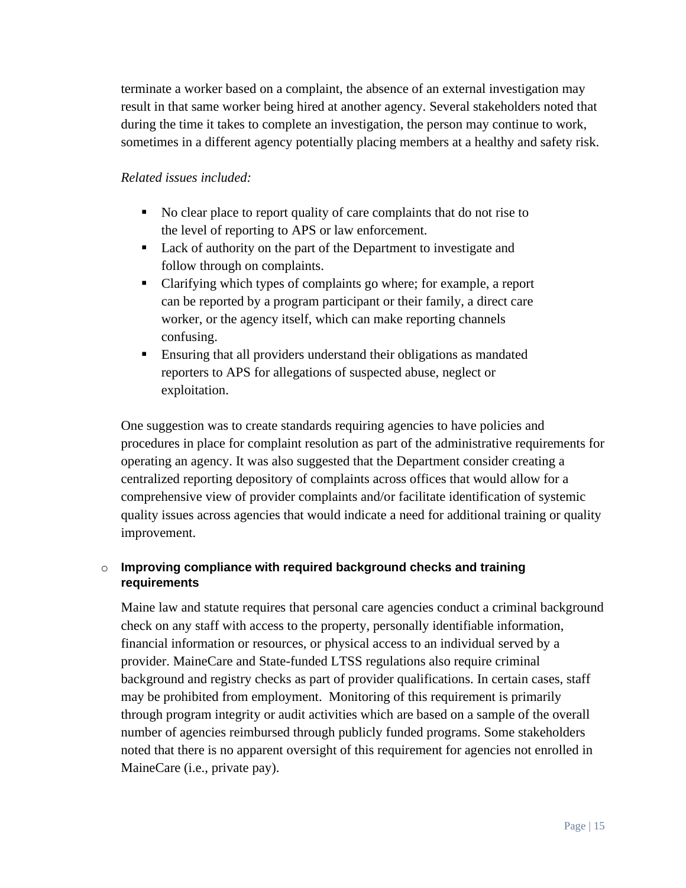terminate a worker based on a complaint, the absence of an external investigation may result in that same worker being hired at another agency. Several stakeholders noted that during the time it takes to complete an investigation, the person may continue to work, sometimes in a different agency potentially placing members at a healthy and safety risk.

*Related issues included:*

- No clear place to report quality of care complaints that do not rise to the level of reporting to APS or law enforcement.
- Lack of authority on the part of the Department to investigate and follow through on complaints.
- Clarifying which types of complaints go where; for example, a report can be reported by a program participant or their family, a direct care worker, or the agency itself, which can make reporting channels confusing.
- Ensuring that all providers understand their obligations as mandated reporters to APS for allegations of suspected abuse, neglect or exploitation.

One suggestion was to create standards requiring agencies to have policies and procedures in place for complaint resolution as part of the administrative requirements for operating an agency. It was also suggested that the Department consider creating a centralized reporting depository of complaints across offices that would allow for a comprehensive view of provider complaints and/or facilitate identification of systemic quality issues across agencies that would indicate a need for additional training or quality improvement.

- **Improving compliance with required background checks and training requirements**

  Maine law and statute requires that personal care agencies conduct a criminal background check on any staff with access to the property, personally identifiable information, financial information or resources, or physical access to an individual served by a provider. MaineCare and State-funded LTSS regulations also require criminal background and registry checks as part of provider qualifications. In certain cases, staff may be prohibited from employment. Monitoring of this requirement is primarily through program integrity or audit activities which are based on a sample of the overall number of agencies reimbursed through publicly funded programs. Some stakeholders noted that there is no apparent oversight of this requirement for agencies not enrolled in MaineCare (i.e., private pay).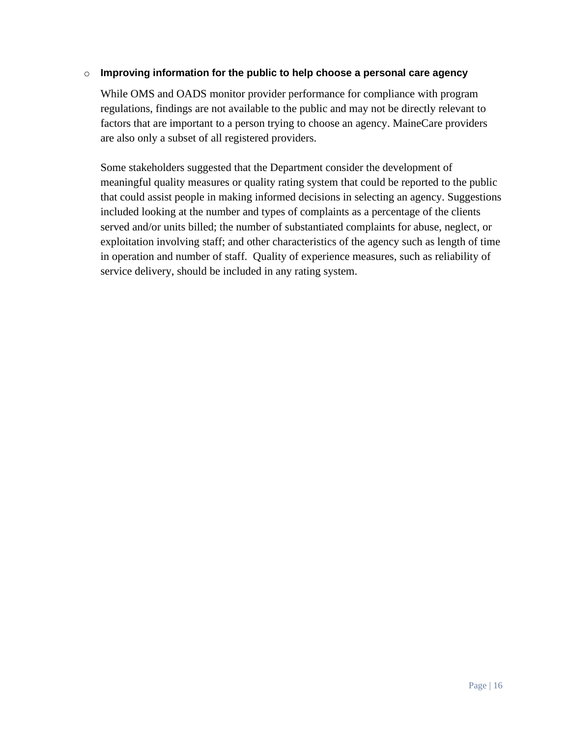- **Improving information for the public to help choose a personal care agency**

  While OMS and OADS monitor provider performance for compliance with program regulations, findings are not available to the public and may not be directly relevant to factors that are important to a person trying to choose an agency. MaineCare providers are also only a subset of all registered providers.

  Some stakeholders suggested that the Department consider the development of meaningful quality measures or quality rating system that could be reported to the public that could assist people in making informed decisions in selecting an agency. Suggestions included looking at the number and types of complaints as a percentage of the clients served and/or units billed; the number of substantiated complaints for abuse, neglect, or exploitation involving staff; and other characteristics of the agency such as length of time in operation and number of staff. Quality of experience measures, such as reliability of service delivery, should be included in any rating system.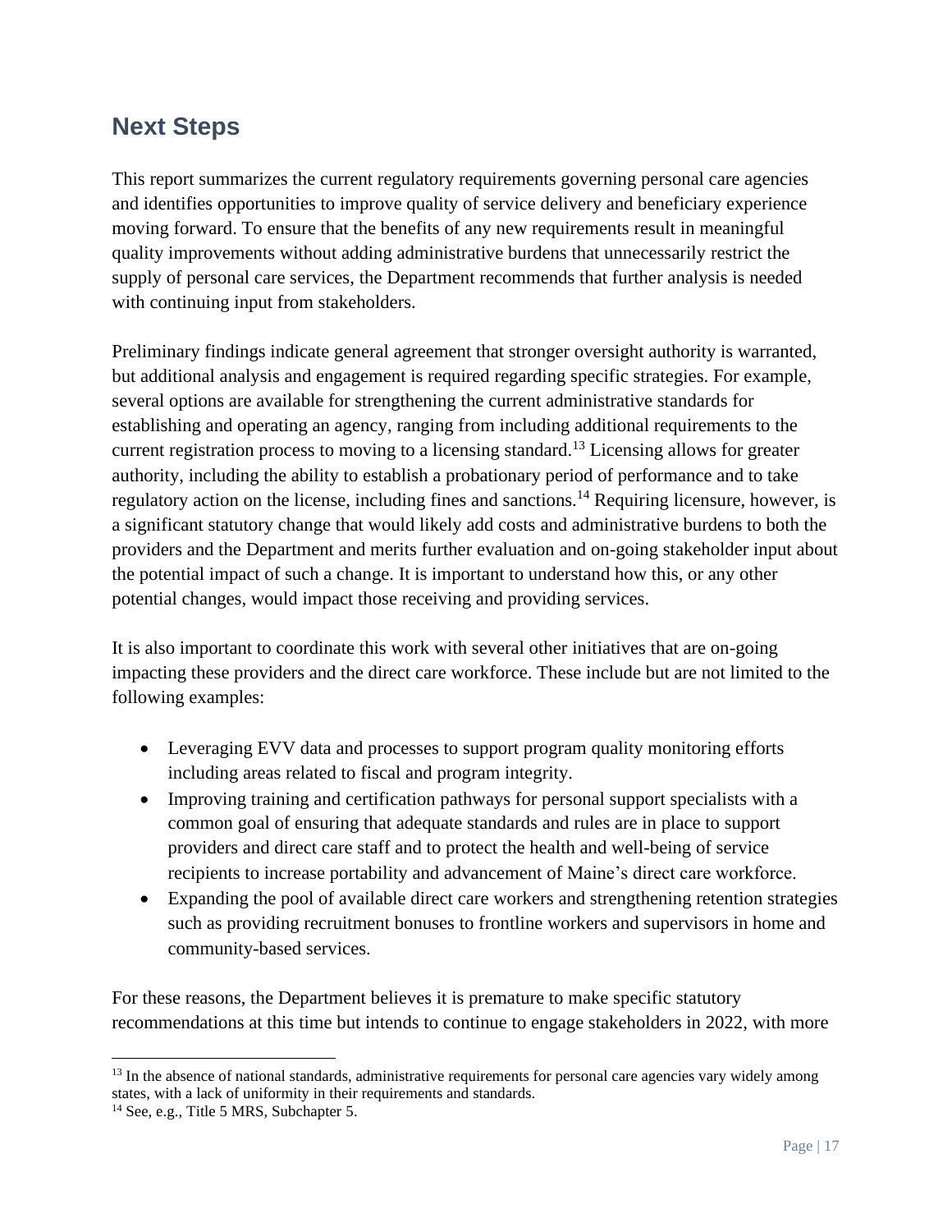## Next Steps

This report summarizes the current regulatory requirements governing personal care agencies and identifies opportunities to improve quality of service delivery and beneficiary experience moving forward. To ensure that the benefits of any new requirements result in meaningful quality improvements without adding administrative burdens that unnecessarily restrict the supply of personal care services, the Department recommends that further analysis is needed with continuing input from stakeholders.

Preliminary findings indicate general agreement that stronger oversight authority is warranted, but additional analysis and engagement is required regarding specific strategies. For example, several options are available for strengthening the current administrative standards for establishing and operating an agency, ranging from including additional requirements to the current registration process to moving to a licensing standard.[13] Licensing allows for greater authority, including the ability to establish a probationary period of performance and to take regulatory action on the license, including fines and sanctions.[14] Requiring licensure, however, is a significant statutory change that would likely add costs and administrative burdens to both the providers and the Department and merits further evaluation and on-going stakeholder input about the potential impact of such a change. It is important to understand how this, or any other potential changes, would impact those receiving and providing services.

It is also important to coordinate this work with several other initiatives that are on-going impacting these providers and the direct care workforce. These include but are not limited to the following examples:

- Leveraging EVV data and processes to support program quality monitoring efforts including areas related to fiscal and program integrity.
- Improving training and certification pathways for personal support specialists with a common goal of ensuring that adequate standards and rules are in place to support providers and direct care staff and to protect the health and well-being of service recipients to increase portability and advancement of Maine's direct care workforce.
- Expanding the pool of available direct care workers and strengthening retention strategies such as providing recruitment bonuses to frontline workers and supervisors in home and community-based services.

For these reasons, the Department believes it is premature to make specific statutory recommendations at this time but intends to continue to engage stakeholders in 2022, with more

---

[13] In the absence of national standards, administrative requirements for personal care agencies vary widely among states, with a lack of uniformity in their requirements and standards.

[14] See, e.g., Title 5 MRS, Subchapter 5.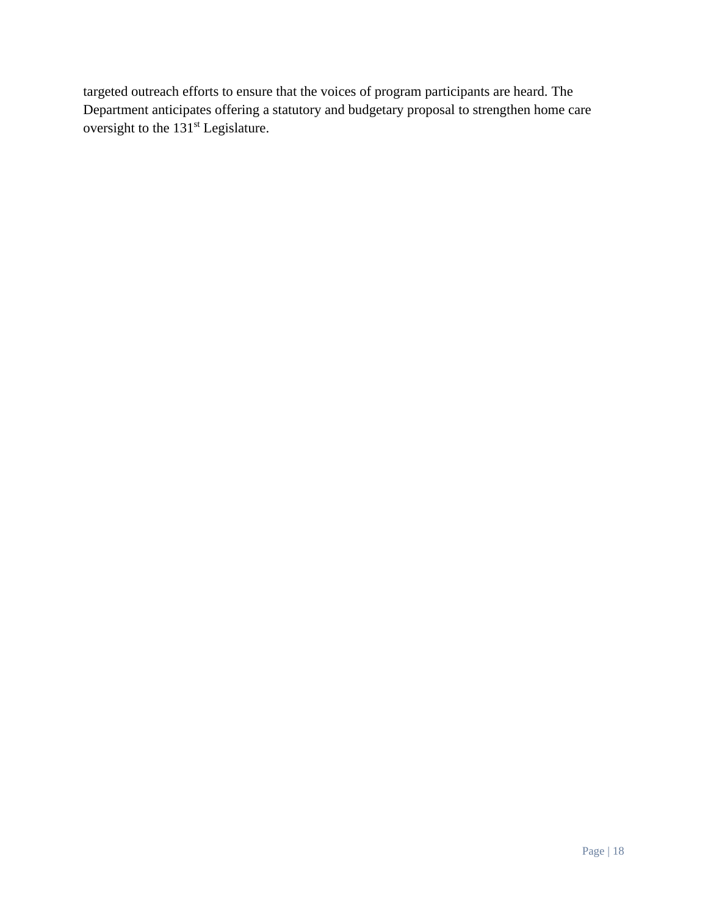targeted outreach efforts to ensure that the voices of program participants are heard. The Department anticipates offering a statutory and budgetary proposal to strengthen home care oversight to the 131st Legislature.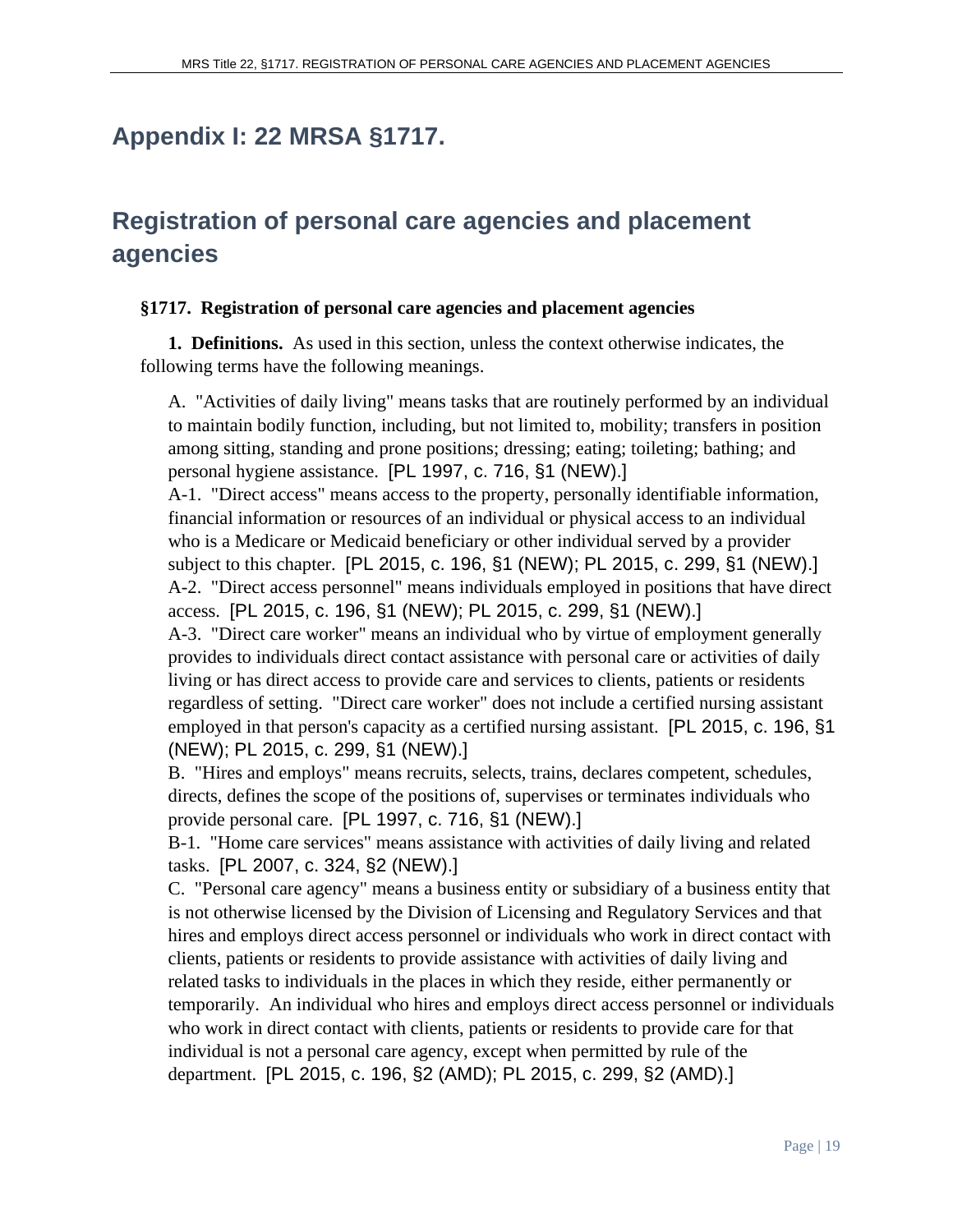## Appendix I: 22 MRSA §1717.

## Registration of personal care agencies and placement agencies

**§1717. Registration of personal care agencies and placement agencies**

**1. Definitions.** As used in this section, unless the context otherwise indicates, the following terms have the following meanings.

A. "Activities of daily living" means tasks that are routinely performed by an individual to maintain bodily function, including, but not limited to, mobility; transfers in position among sitting, standing and prone positions; dressing; eating; toileting; bathing; and personal hygiene assistance. [PL 1997, c. 716, §1 (NEW).]

A-1. "Direct access" means access to the property, personally identifiable information, financial information or resources of an individual or physical access to an individual who is a Medicare or Medicaid beneficiary or other individual served by a provider subject to this chapter. [PL 2015, c. 196, §1 (NEW); PL 2015, c. 299, §1 (NEW).]

A-2. "Direct access personnel" means individuals employed in positions that have direct access. [PL 2015, c. 196, §1 (NEW); PL 2015, c. 299, §1 (NEW).]

A-3. "Direct care worker" means an individual who by virtue of employment generally provides to individuals direct contact assistance with personal care or activities of daily living or has direct access to provide care and services to clients, patients or residents regardless of setting. "Direct care worker" does not include a certified nursing assistant employed in that person's capacity as a certified nursing assistant. [PL 2015, c. 196, §1 (NEW); PL 2015, c. 299, §1 (NEW).]

B. "Hires and employs" means recruits, selects, trains, declares competent, schedules, directs, defines the scope of the positions of, supervises or terminates individuals who provide personal care. [PL 1997, c. 716, §1 (NEW).]

B-1. "Home care services" means assistance with activities of daily living and related tasks. [PL 2007, c. 324, §2 (NEW).]

C. "Personal care agency" means a business entity or subsidiary of a business entity that is not otherwise licensed by the Division of Licensing and Regulatory Services and that hires and employs direct access personnel or individuals who work in direct contact with clients, patients or residents to provide assistance with activities of daily living and related tasks to individuals in the places in which they reside, either permanently or temporarily. An individual who hires and employs direct access personnel or individuals who work in direct contact with clients, patients or residents to provide care for that individual is not a personal care agency, except when permitted by rule of the department. [PL 2015, c. 196, §2 (AMD); PL 2015, c. 299, §2 (AMD).]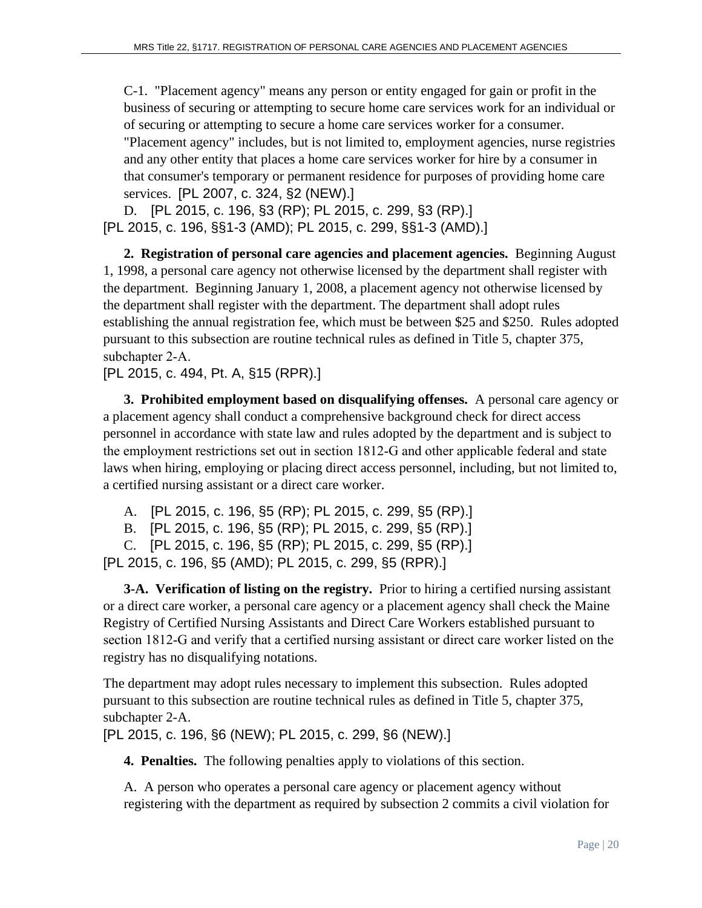C-1. "Placement agency" means any person or entity engaged for gain or profit in the business of securing or attempting to secure home care services work for an individual or of securing or attempting to secure a home care services worker for a consumer. "Placement agency" includes, but is not limited to, employment agencies, nurse registries and any other entity that places a home care services worker for hire by a consumer in that consumer's temporary or permanent residence for purposes of providing home care services. [PL 2007, c. 324, §2 (NEW).]

D. [PL 2015, c. 196, §3 (RP); PL 2015, c. 299, §3 (RP).]

[PL 2015, c. 196, §§1-3 (AMD); PL 2015, c. 299, §§1-3 (AMD).]

**2. Registration of personal care agencies and placement agencies.** Beginning August 1, 1998, a personal care agency not otherwise licensed by the department shall register with the department. Beginning January 1, 2008, a placement agency not otherwise licensed by the department shall register with the department. The department shall adopt rules establishing the annual registration fee, which must be between $25 and $250. Rules adopted pursuant to this subsection are routine technical rules as defined in Title 5, chapter 375, subchapter 2-A.

[PL 2015, c. 494, Pt. A, §15 (RPR).]

**3. Prohibited employment based on disqualifying offenses.** A personal care agency or a placement agency shall conduct a comprehensive background check for direct access personnel in accordance with state law and rules adopted by the department and is subject to the employment restrictions set out in section 1812-G and other applicable federal and state laws when hiring, employing or placing direct access personnel, including, but not limited to, a certified nursing assistant or a direct care worker.

A. [PL 2015, c. 196, §5 (RP); PL 2015, c. 299, §5 (RP).]

B. [PL 2015, c. 196, §5 (RP); PL 2015, c. 299, §5 (RP).]

C. [PL 2015, c. 196, §5 (RP); PL 2015, c. 299, §5 (RP).]

[PL 2015, c. 196, §5 (AMD); PL 2015, c. 299, §5 (RPR).]

**3-A. Verification of listing on the registry.** Prior to hiring a certified nursing assistant or a direct care worker, a personal care agency or a placement agency shall check the Maine Registry of Certified Nursing Assistants and Direct Care Workers established pursuant to section 1812-G and verify that a certified nursing assistant or direct care worker listed on the registry has no disqualifying notations.

The department may adopt rules necessary to implement this subsection. Rules adopted pursuant to this subsection are routine technical rules as defined in Title 5, chapter 375, subchapter 2-A.

[PL 2015, c. 196, §6 (NEW); PL 2015, c. 299, §6 (NEW).]

**4. Penalties.** The following penalties apply to violations of this section.

A. A person who operates a personal care agency or placement agency without registering with the department as required by subsection 2 commits a civil violation for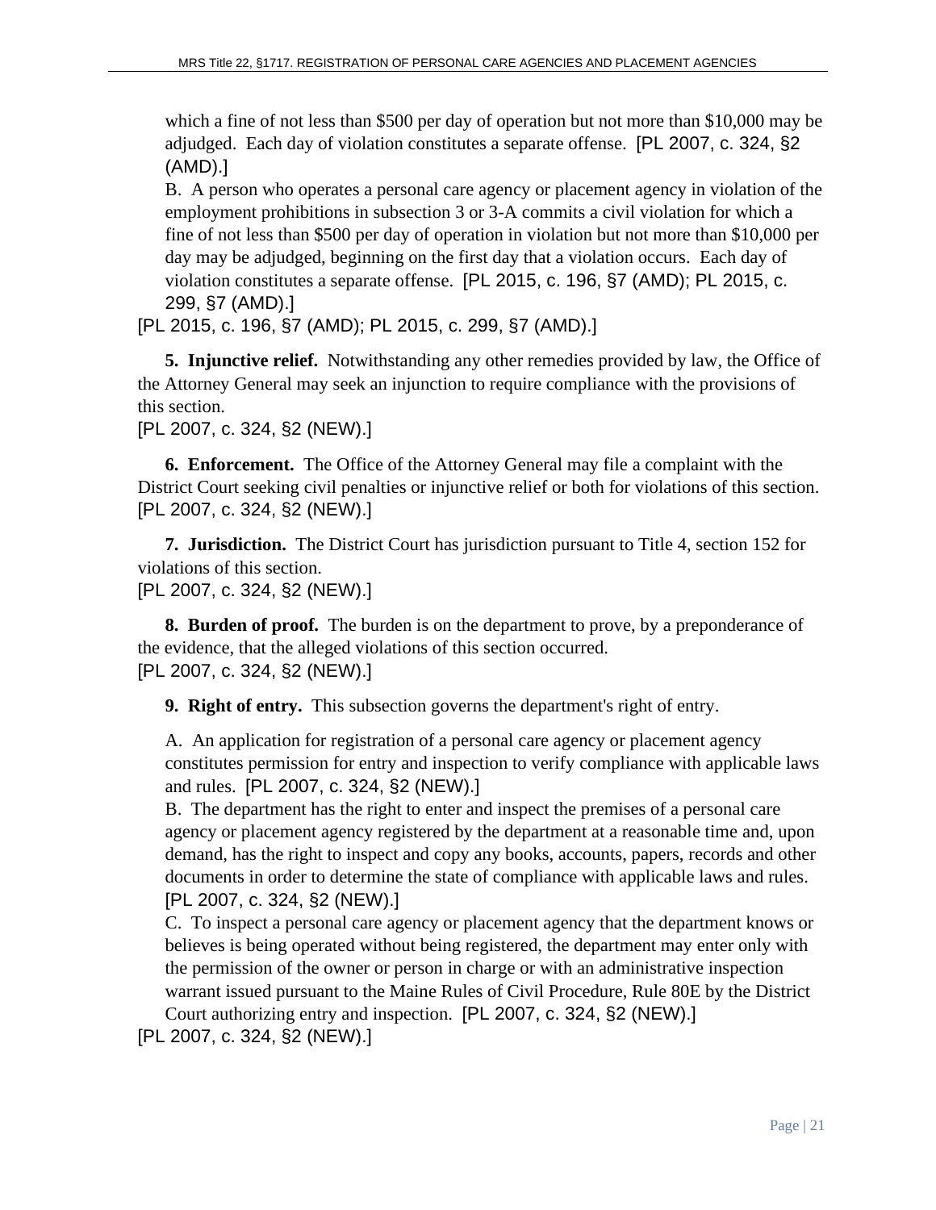which a fine of not less than $500 per day of operation but not more than $10,000 may be adjudged. Each day of violation constitutes a separate offense. [PL 2007, c. 324, §2 (AMD).]

B. A person who operates a personal care agency or placement agency in violation of the employment prohibitions in subsection 3 or 3-A commits a civil violation for which a fine of not less than $500 per day of operation in violation but not more than $10,000 per day may be adjudged, beginning on the first day that a violation occurs. Each day of violation constitutes a separate offense. [PL 2015, c. 196, §7 (AMD); PL 2015, c. 299, §7 (AMD).]

[PL 2015, c. 196, §7 (AMD); PL 2015, c. 299, §7 (AMD).]

**5. Injunctive relief.** Notwithstanding any other remedies provided by law, the Office of the Attorney General may seek an injunction to require compliance with the provisions of this section.

[PL 2007, c. 324, §2 (NEW).]

**6. Enforcement.** The Office of the Attorney General may file a complaint with the District Court seeking civil penalties or injunctive relief or both for violations of this section.

[PL 2007, c. 324, §2 (NEW).]

**7. Jurisdiction.** The District Court has jurisdiction pursuant to Title 4, section 152 for violations of this section.

[PL 2007, c. 324, §2 (NEW).]

**8. Burden of proof.** The burden is on the department to prove, by a preponderance of the evidence, that the alleged violations of this section occurred.

[PL 2007, c. 324, §2 (NEW).]

**9. Right of entry.** This subsection governs the department's right of entry.

A. An application for registration of a personal care agency or placement agency constitutes permission for entry and inspection to verify compliance with applicable laws and rules. [PL 2007, c. 324, §2 (NEW).]

B. The department has the right to enter and inspect the premises of a personal care agency or placement agency registered by the department at a reasonable time and, upon demand, has the right to inspect and copy any books, accounts, papers, records and other documents in order to determine the state of compliance with applicable laws and rules. [PL 2007, c. 324, §2 (NEW).]

C. To inspect a personal care agency or placement agency that the department knows or believes is being operated without being registered, the department may enter only with the permission of the owner or person in charge or with an administrative inspection warrant issued pursuant to the Maine Rules of Civil Procedure, Rule 80E by the District Court authorizing entry and inspection. [PL 2007, c. 324, §2 (NEW).]

[PL 2007, c. 324, §2 (NEW).]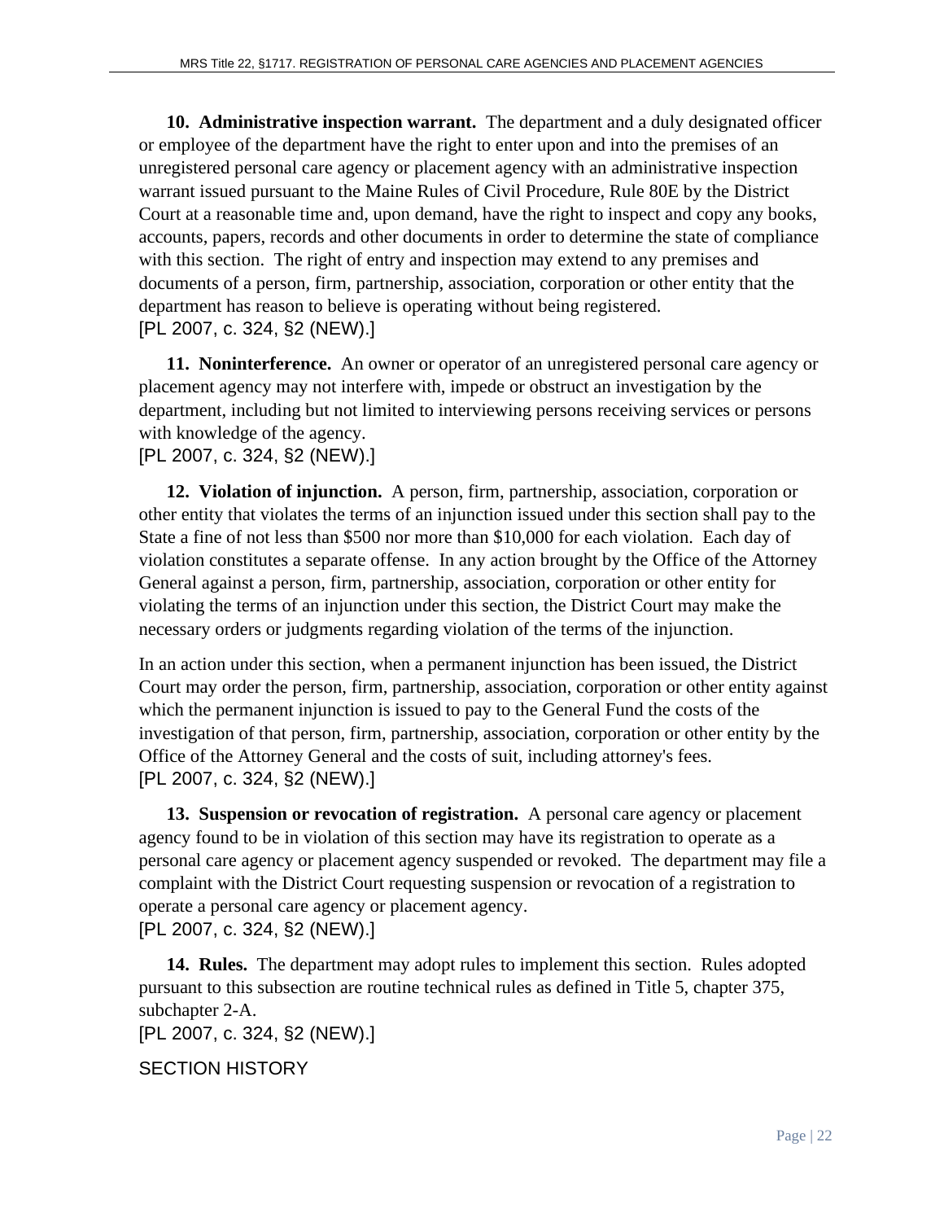**10. Administrative inspection warrant.** The department and a duly designated officer or employee of the department have the right to enter upon and into the premises of an unregistered personal care agency or placement agency with an administrative inspection warrant issued pursuant to the Maine Rules of Civil Procedure, Rule 80E by the District Court at a reasonable time and, upon demand, have the right to inspect and copy any books, accounts, papers, records and other documents in order to determine the state of compliance with this section. The right of entry and inspection may extend to any premises and documents of a person, firm, partnership, association, corporation or other entity that the department has reason to believe is operating without being registered.
[PL 2007, c. 324, §2 (NEW).]

**11. Noninterference.** An owner or operator of an unregistered personal care agency or placement agency may not interfere with, impede or obstruct an investigation by the department, including but not limited to interviewing persons receiving services or persons with knowledge of the agency.
[PL 2007, c. 324, §2 (NEW).]

**12. Violation of injunction.** A person, firm, partnership, association, corporation or other entity that violates the terms of an injunction issued under this section shall pay to the State a fine of not less than $500 nor more than $10,000 for each violation. Each day of violation constitutes a separate offense. In any action brought by the Office of the Attorney General against a person, firm, partnership, association, corporation or other entity for violating the terms of an injunction under this section, the District Court may make the necessary orders or judgments regarding violation of the terms of the injunction.

In an action under this section, when a permanent injunction has been issued, the District Court may order the person, firm, partnership, association, corporation or other entity against which the permanent injunction is issued to pay to the General Fund the costs of the investigation of that person, firm, partnership, association, corporation or other entity by the Office of the Attorney General and the costs of suit, including attorney's fees.
[PL 2007, c. 324, §2 (NEW).]

**13. Suspension or revocation of registration.** A personal care agency or placement agency found to be in violation of this section may have its registration to operate as a personal care agency or placement agency suspended or revoked. The department may file a complaint with the District Court requesting suspension or revocation of a registration to operate a personal care agency or placement agency.
[PL 2007, c. 324, §2 (NEW).]

**14. Rules.** The department may adopt rules to implement this section. Rules adopted pursuant to this subsection are routine technical rules as defined in Title 5, chapter 375, subchapter 2-A.
[PL 2007, c. 324, §2 (NEW).]

SECTION HISTORY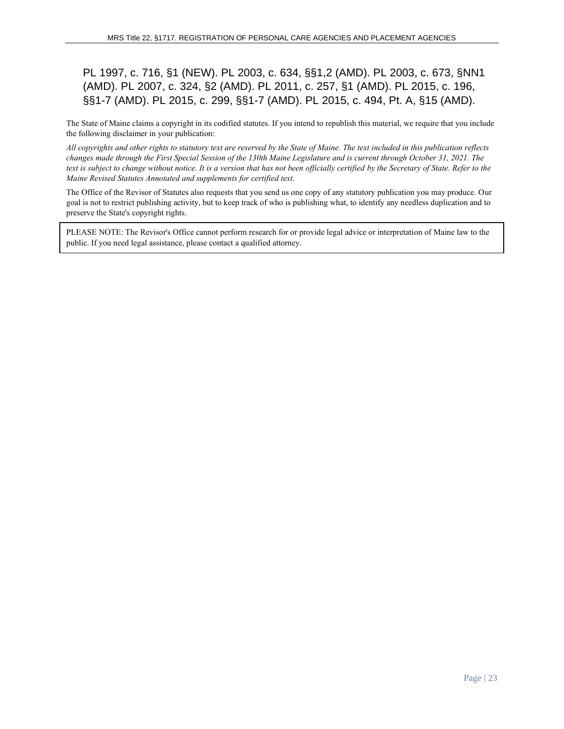PL 1997, c. 716, §1 (NEW). PL 2003, c. 634, §§1,2 (AMD). PL 2003, c. 673, §NN1 (AMD). PL 2007, c. 324, §2 (AMD). PL 2011, c. 257, §1 (AMD). PL 2015, c. 196, §§1-7 (AMD). PL 2015, c. 299, §§1-7 (AMD). PL 2015, c. 494, Pt. A, §15 (AMD).

The State of Maine claims a copyright in its codified statutes. If you intend to republish this material, we require that you include the following disclaimer in your publication:

*All copyrights and other rights to statutory text are reserved by the State of Maine. The text included in this publication reflects changes made through the First Special Session of the 130th Maine Legislature and is current through October 31, 2021. The text is subject to change without notice. It is a version that has not been officially certified by the Secretary of State. Refer to the Maine Revised Statutes Annotated and supplements for certified text.*

The Office of the Revisor of Statutes also requests that you send us one copy of any statutory publication you may produce. Our goal is not to restrict publishing activity, but to keep track of who is publishing what, to identify any needless duplication and to preserve the State's copyright rights.

PLEASE NOTE: The Revisor's Office cannot perform research for or provide legal advice or interpretation of Maine law to the public. If you need legal assistance, please contact a qualified attorney.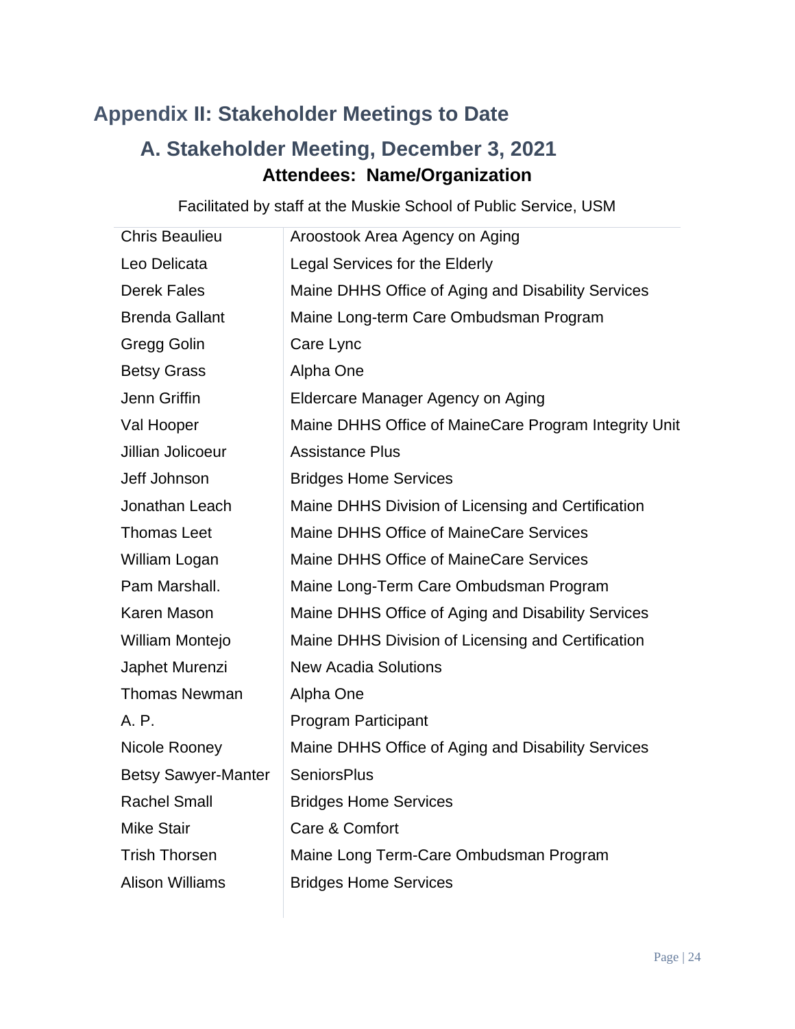# Appendix II: Stakeholder Meetings to Date

## A. Stakeholder Meeting, December 3, 2021

### Attendees: Name/Organization

Facilitated by staff at the Muskie School of Public Service, USM

| Name | Organization |
|---|---|
| Chris Beaulieu | Aroostook Area Agency on Aging |
| Leo Delicata | Legal Services for the Elderly |
| Derek Fales | Maine DHHS Office of Aging and Disability Services |
| Brenda Gallant | Maine Long-term Care Ombudsman Program |
| Gregg Golin | Care Lync |
| Betsy Grass | Alpha One |
| Jenn Griffin | Eldercare Manager Agency on Aging |
| Val Hooper | Maine DHHS Office of MaineCare Program Integrity Unit |
| Jillian Jolicoeur | Assistance Plus |
| Jeff Johnson | Bridges Home Services |
| Jonathan Leach | Maine DHHS Division of Licensing and Certification |
| Thomas Leet | Maine DHHS Office of MaineCare Services |
| William Logan | Maine DHHS Office of MaineCare Services |
| Pam Marshall. | Maine Long-Term Care Ombudsman Program |
| Karen Mason | Maine DHHS Office of Aging and Disability Services |
| William Montejo | Maine DHHS Division of Licensing and Certification |
| Japhet Murenzi | New Acadia Solutions |
| Thomas Newman | Alpha One |
| A. P. | Program Participant |
| Nicole Rooney | Maine DHHS Office of Aging and Disability Services |
| Betsy Sawyer-Manter | SeniorsPlus |
| Rachel Small | Bridges Home Services |
| Mike Stair | Care & Comfort |
| Trish Thorsen | Maine Long Term-Care Ombudsman Program |
| Alison Williams | Bridges Home Services |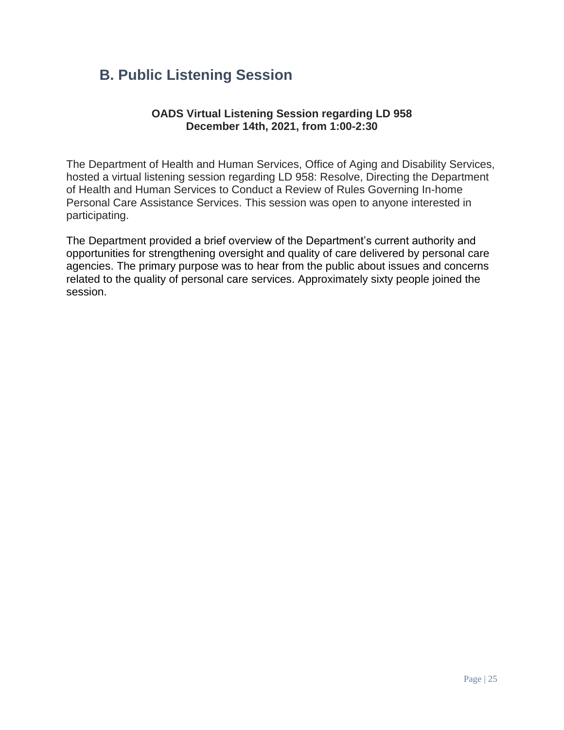## B. Public Listening Session

**OADS Virtual Listening Session regarding LD 958**
**December 14th, 2021, from 1:00-2:30**

The Department of Health and Human Services, Office of Aging and Disability Services, hosted a virtual listening session regarding LD 958: Resolve, Directing the Department of Health and Human Services to Conduct a Review of Rules Governing In-home Personal Care Assistance Services. This session was open to anyone interested in participating.

The Department provided a brief overview of the Department's current authority and opportunities for strengthening oversight and quality of care delivered by personal care agencies. The primary purpose was to hear from the public about issues and concerns related to the quality of personal care services. Approximately sixty people joined the session.